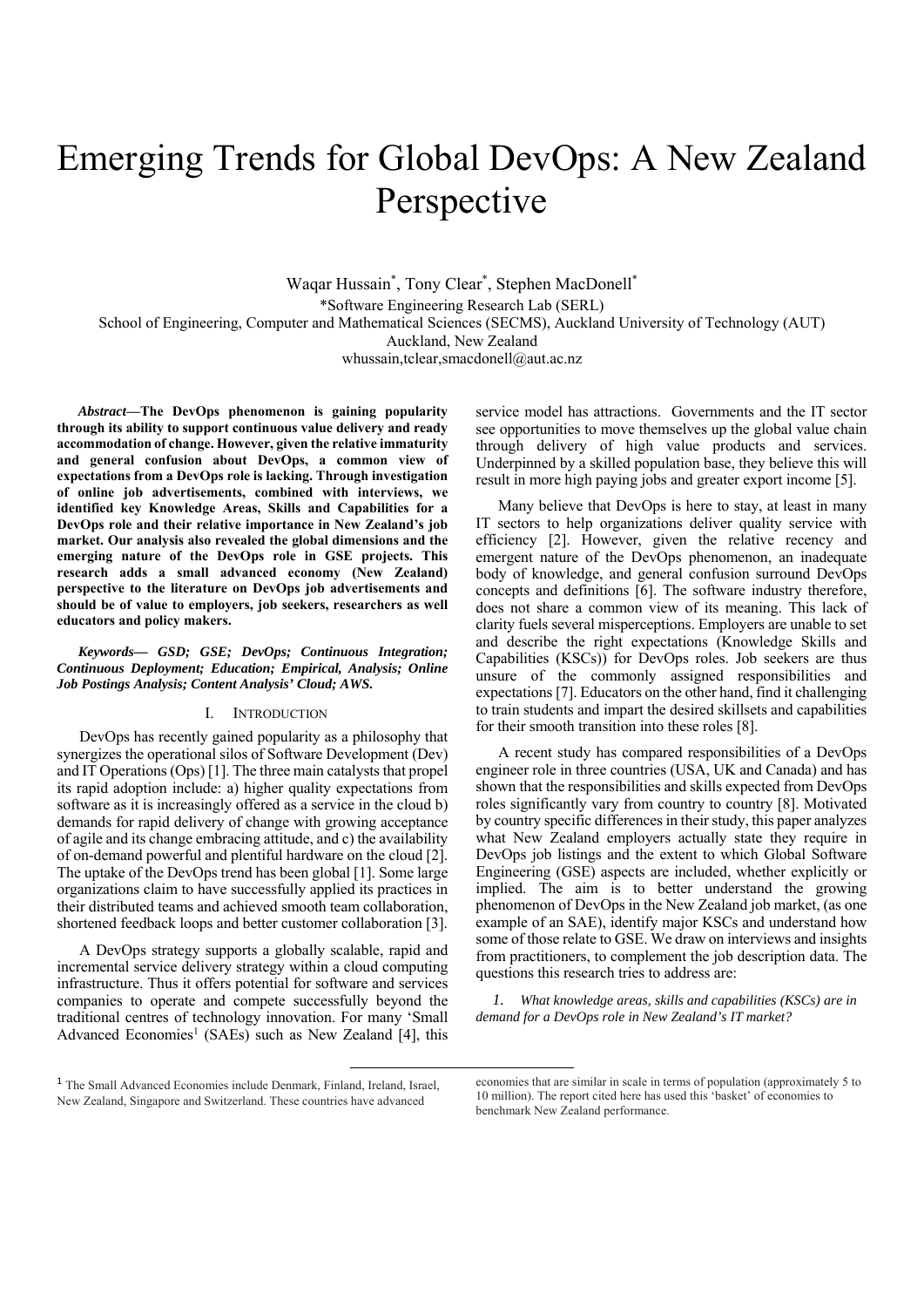# Emerging Trends for Global DevOps: A New Zealand Perspective

Waqar Hussain*, Tony Clear*, Stephen MacDonell*

*Software Engineering Research Lab (SERL)

School of Engineering, Computer and Mathematical Sciences (SECMS), Auckland University of Technology (AUT)

Auckland, New Zealand

whussain,tclear,smacdonell@aut.ac.nz

***Abstract*—The DevOps phenomenon is gaining popularity through its ability to support continuous value delivery and ready accommodation of change. However, given the relative immaturity and general confusion about DevOps, a common view of expectations from a DevOps role is lacking. Through investigation of online job advertisements, combined with interviews, we identified key Knowledge Areas, Skills and Capabilities for a DevOps role and their relative importance in New Zealand's job market. Our analysis also revealed the global dimensions and the emerging nature of the DevOps role in GSE projects. This research adds a small advanced economy (New Zealand) perspective to the literature on DevOps job advertisements and should be of value to employers, job seekers, researchers as well educators and policy makers.**

***Keywords— GSD; GSE; DevOps; Continuous Integration; Continuous Deployment; Education; Empirical, Analysis; Online Job Postings Analysis; Content Analysis' Cloud; AWS.***

## I. Introduction

DevOps has recently gained popularity as a philosophy that synergizes the operational silos of Software Development (Dev) and IT Operations (Ops) [1]. The three main catalysts that propel its rapid adoption include: a) higher quality expectations from software as it is increasingly offered as a service in the cloud b) demands for rapid delivery of change with growing acceptance of agile and its change embracing attitude, and c) the availability of on-demand powerful and plentiful hardware on the cloud [2]. The uptake of the DevOps trend has been global [1]. Some large organizations claim to have successfully applied its practices in their distributed teams and achieved smooth team collaboration, shortened feedback loops and better customer collaboration [3].

A DevOps strategy supports a globally scalable, rapid and incremental service delivery strategy within a cloud computing infrastructure. Thus it offers potential for software and services companies to operate and compete successfully beyond the traditional centres of technology innovation. For many 'Small Advanced Economies[1] (SAEs) such as New Zealand [4], this service model has attractions. Governments and the IT sector see opportunities to move themselves up the global value chain through delivery of high value products and services. Underpinned by a skilled population base, they believe this will result in more high paying jobs and greater export income [5].

Many believe that DevOps is here to stay, at least in many IT sectors to help organizations deliver quality service with efficiency [2]. However, given the relative recency and emergent nature of the DevOps phenomenon, an inadequate body of knowledge, and general confusion surround DevOps concepts and definitions [6]. The software industry therefore, does not share a common view of its meaning. This lack of clarity fuels several misperceptions. Employers are unable to set and describe the right expectations (Knowledge Skills and Capabilities (KSCs)) for DevOps roles. Job seekers are thus unsure of the commonly assigned responsibilities and expectations [7]. Educators on the other hand, find it challenging to train students and impart the desired skillsets and capabilities for their smooth transition into these roles [8].

A recent study has compared responsibilities of a DevOps engineer role in three countries (USA, UK and Canada) and has shown that the responsibilities and skills expected from DevOps roles significantly vary from country to country [8]. Motivated by country specific differences in their study, this paper analyzes what New Zealand employers actually state they require in DevOps job listings and the extent to which Global Software Engineering (GSE) aspects are included, whether explicitly or implied. The aim is to better understand the growing phenomenon of DevOps in the New Zealand job market, (as one example of an SAE), identify major KSCs and understand how some of those relate to GSE. We draw on interviews and insights from practitioners, to complement the job description data. The questions this research tries to address are:

1. *What knowledge areas, skills and capabilities (KSCs) are in demand for a DevOps role in New Zealand's IT market?*

---

[1] The Small Advanced Economies include Denmark, Finland, Ireland, Israel, New Zealand, Singapore and Switzerland. These countries have advanced economies that are similar in scale in terms of population (approximately 5 to 10 million). The report cited here has used this 'basket' of economies to benchmark New Zealand performance.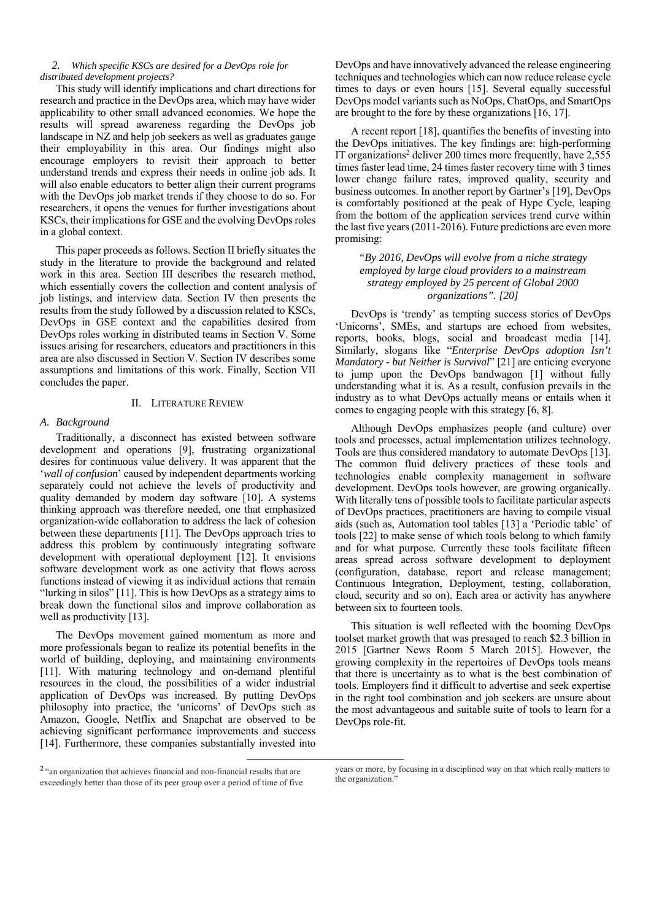*2. Which specific KSCs are desired for a DevOps role for distributed development projects?*

This study will identify implications and chart directions for research and practice in the DevOps area, which may have wider applicability to other small advanced economies. We hope the results will spread awareness regarding the DevOps job landscape in NZ and help job seekers as well as graduates gauge their employability in this area. Our findings might also encourage employers to revisit their approach to better understand trends and express their needs in online job ads. It will also enable educators to better align their current programs with the DevOps job market trends if they choose to do so. For researchers, it opens the venues for further investigations about KSCs, their implications for GSE and the evolving DevOps roles in a global context.

This paper proceeds as follows. Section II briefly situates the study in the literature to provide the background and related work in this area. Section III describes the research method, which essentially covers the collection and content analysis of job listings, and interview data. Section IV then presents the results from the study followed by a discussion related to KSCs, DevOps in GSE context and the capabilities desired from DevOps roles working in distributed teams in Section V. Some issues arising for researchers, educators and practitioners in this area are also discussed in Section V. Section IV describes some assumptions and limitations of this work. Finally, Section VII concludes the paper.

## II. Literature Review

### A. Background

Traditionally, a disconnect has existed between software development and operations [9], frustrating organizational desires for continuous value delivery. It was apparent that the '*wall of confusion*' caused by independent departments working separately could not achieve the levels of productivity and quality demanded by modern day software [10]. A systems thinking approach was therefore needed, one that emphasized organization-wide collaboration to address the lack of cohesion between these departments [11]. The DevOps approach tries to address this problem by continuously integrating software development with operational deployment [12]. It envisions software development work as one activity that flows across functions instead of viewing it as individual actions that remain "lurking in silos" [11]. This is how DevOps as a strategy aims to break down the functional silos and improve collaboration as well as productivity [13].

The DevOps movement gained momentum as more and more professionals began to realize its potential benefits in the world of building, deploying, and maintaining environments [11]. With maturing technology and on-demand plentiful resources in the cloud, the possibilities of a wider industrial application of DevOps was increased. By putting DevOps philosophy into practice, the 'unicorns' of DevOps such as Amazon, Google, Netflix and Snapchat are observed to be achieving significant performance improvements and success [14]. Furthermore, these companies substantially invested into DevOps and have innovatively advanced the release engineering techniques and technologies which can now reduce release cycle times to days or even hours [15]. Several equally successful DevOps model variants such as NoOps, ChatOps, and SmartOps are brought to the fore by these organizations [16, 17].

A recent report [18], quantifies the benefits of investing into the DevOps initiatives. The key findings are: high-performing IT organizations[2] deliver 200 times more frequently, have 2,555 times faster lead time, 24 times faster recovery time with 3 times lower change failure rates, improved quality, security and business outcomes. In another report by Gartner's [19], DevOps is comfortably positioned at the peak of Hype Cycle, leaping from the bottom of the application services trend curve within the last five years (2011-2016). Future predictions are even more promising:

> *"By 2016, DevOps will evolve from a niche strategy employed by large cloud providers to a mainstream strategy employed by 25 percent of Global 2000 organizations". [20]*

DevOps is 'trendy' as tempting success stories of DevOps 'Unicorns', SMEs, and startups are echoed from websites, reports, books, blogs, social and broadcast media [14]. Similarly, slogans like "*Enterprise DevOps adoption Isn't Mandatory - but Neither is Survival*" [21] are enticing everyone to jump upon the DevOps bandwagon [1] without fully understanding what it is. As a result, confusion prevails in the industry as to what DevOps actually means or entails when it comes to engaging people with this strategy [6, 8].

Although DevOps emphasizes people (and culture) over tools and processes, actual implementation utilizes technology. Tools are thus considered mandatory to automate DevOps [13]. The common fluid delivery practices of these tools and technologies enable complexity management in software development. DevOps tools however, are growing organically. With literally tens of possible tools to facilitate particular aspects of DevOps practices, practitioners are having to compile visual aids (such as, Automation tool tables [13] a 'Periodic table' of tools [22] to make sense of which tools belong to which family and for what purpose. Currently these tools facilitate fifteen areas spread across software development to deployment (configuration, database, report and release management; Continuous Integration, Deployment, testing, collaboration, cloud, security and so on). Each area or activity has anywhere between six to fourteen tools.

This situation is well reflected with the booming DevOps toolset market growth that was presaged to reach $2.3 billion in 2015 [Gartner News Room 5 March 2015]. However, the growing complexity in the repertoires of DevOps tools means that there is uncertainty as to what is the best combination of tools. Employers find it difficult to advertise and seek expertise in the right tool combination and job seekers are unsure about the most advantageous and suitable suite of tools to learn for a DevOps role-fit.

---

[2] "an organization that achieves financial and non-financial results that are exceedingly better than those of its peer group over a period of time of five years or more, by focusing in a disciplined way on that which really matters to the organization."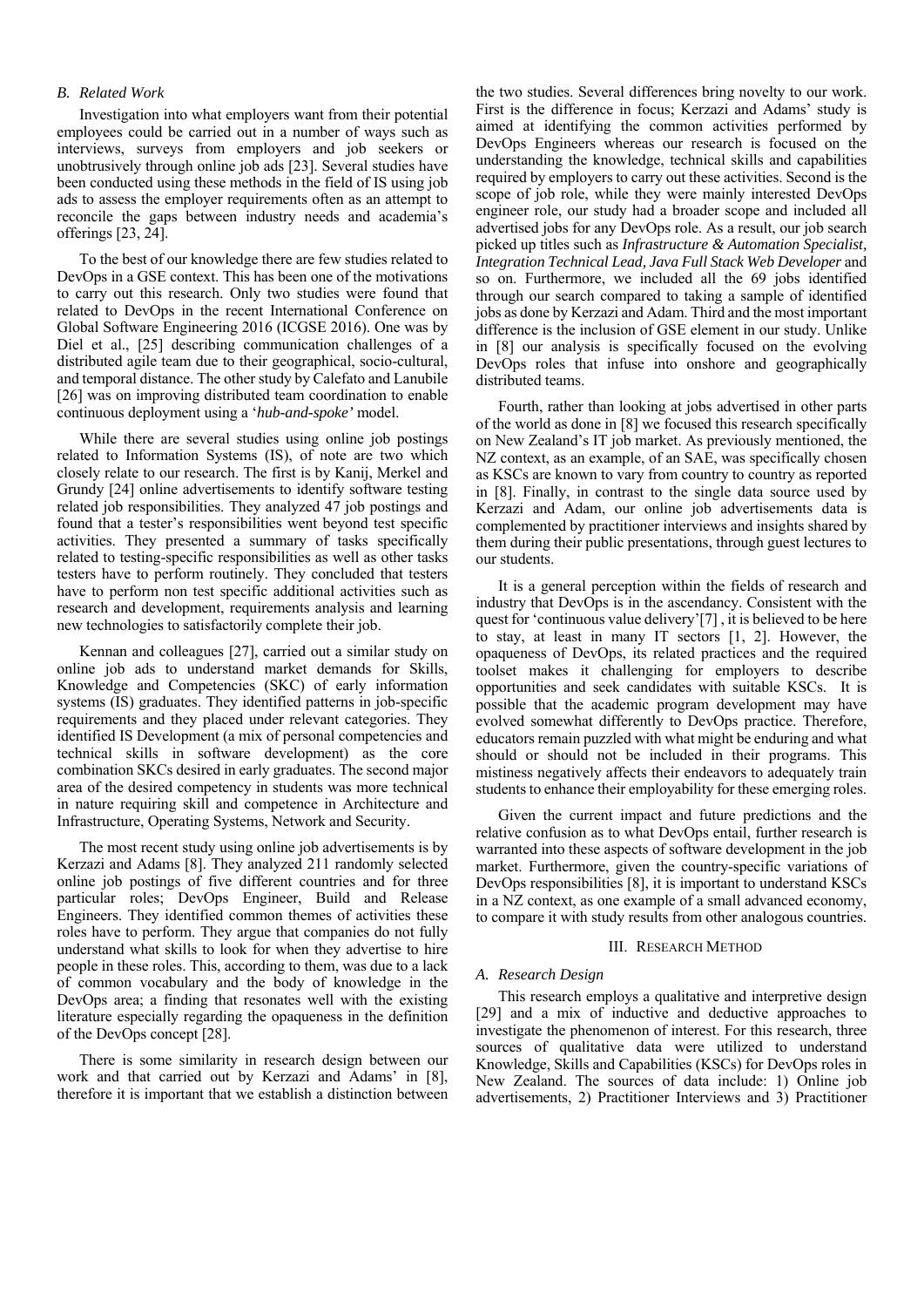### B. Related Work

Investigation into what employers want from their potential employees could be carried out in a number of ways such as interviews, surveys from employers and job seekers or unobtrusively through online job ads [23]. Several studies have been conducted using these methods in the field of IS using job ads to assess the employer requirements often as an attempt to reconcile the gaps between industry needs and academia's offerings [23, 24].

To the best of our knowledge there are few studies related to DevOps in a GSE context. This has been one of the motivations to carry out this research. Only two studies were found that related to DevOps in the recent International Conference on Global Software Engineering 2016 (ICGSE 2016). One was by Diel et al., [25] describing communication challenges of a distributed agile team due to their geographical, socio-cultural, and temporal distance. The other study by Calefato and Lanubile [26] was on improving distributed team coordination to enable continuous deployment using a '*hub-and-spoke'* model.

While there are several studies using online job postings related to Information Systems (IS), of note are two which closely relate to our research. The first is by Kanij, Merkel and Grundy [24] online advertisements to identify software testing related job responsibilities. They analyzed 47 job postings and found that a tester's responsibilities went beyond test specific activities. They presented a summary of tasks specifically related to testing-specific responsibilities as well as other tasks testers have to perform routinely. They concluded that testers have to perform non test specific additional activities such as research and development, requirements analysis and learning new technologies to satisfactorily complete their job.

Kennan and colleagues [27], carried out a similar study on online job ads to understand market demands for Skills, Knowledge and Competencies (SKC) of early information systems (IS) graduates. They identified patterns in job-specific requirements and they placed under relevant categories. They identified IS Development (a mix of personal competencies and technical skills in software development) as the core combination SKCs desired in early graduates. The second major area of the desired competency in students was more technical in nature requiring skill and competence in Architecture and Infrastructure, Operating Systems, Network and Security.

The most recent study using online job advertisements is by Kerzazi and Adams [8]. They analyzed 211 randomly selected online job postings of five different countries and for three particular roles; DevOps Engineer, Build and Release Engineers. They identified common themes of activities these roles have to perform. They argue that companies do not fully understand what skills to look for when they advertise to hire people in these roles. This, according to them, was due to a lack of common vocabulary and the body of knowledge in the DevOps area; a finding that resonates well with the existing literature especially regarding the opaqueness in the definition of the DevOps concept [28].

There is some similarity in research design between our work and that carried out by Kerzazi and Adams' in [8], therefore it is important that we establish a distinction between the two studies. Several differences bring novelty to our work. First is the difference in focus; Kerzazi and Adams' study is aimed at identifying the common activities performed by DevOps Engineers whereas our research is focused on the understanding the knowledge, technical skills and capabilities required by employers to carry out these activities. Second is the scope of job role, while they were mainly interested DevOps engineer role, our study had a broader scope and included all advertised jobs for any DevOps role. As a result, our job search picked up titles such as *Infrastructure & Automation Specialist, Integration Technical Lead, Java Full Stack Web Developer* and so on. Furthermore, we included all the 69 jobs identified through our search compared to taking a sample of identified jobs as done by Kerzazi and Adam. Third and the most important difference is the inclusion of GSE element in our study. Unlike in [8] our analysis is specifically focused on the evolving DevOps roles that infuse into onshore and geographically distributed teams.

Fourth, rather than looking at jobs advertised in other parts of the world as done in [8] we focused this research specifically on New Zealand's IT job market. As previously mentioned, the NZ context, as an example, of an SAE, was specifically chosen as KSCs are known to vary from country to country as reported in [8]. Finally, in contrast to the single data source used by Kerzazi and Adam, our online job advertisements data is complemented by practitioner interviews and insights shared by them during their public presentations, through guest lectures to our students.

It is a general perception within the fields of research and industry that DevOps is in the ascendancy. Consistent with the quest for 'continuous value delivery'[7] , it is believed to be here to stay, at least in many IT sectors [1, 2]. However, the opaqueness of DevOps, its related practices and the required toolset makes it challenging for employers to describe opportunities and seek candidates with suitable KSCs. It is possible that the academic program development may have evolved somewhat differently to DevOps practice. Therefore, educators remain puzzled with what might be enduring and what should or should not be included in their programs. This mistiness negatively affects their endeavors to adequately train students to enhance their employability for these emerging roles.

Given the current impact and future predictions and the relative confusion as to what DevOps entail, further research is warranted into these aspects of software development in the job market. Furthermore, given the country-specific variations of DevOps responsibilities [8], it is important to understand KSCs in a NZ context, as one example of a small advanced economy, to compare it with study results from other analogous countries.

## III. Research Method

### A. Research Design

This research employs a qualitative and interpretive design [29] and a mix of inductive and deductive approaches to investigate the phenomenon of interest. For this research, three sources of qualitative data were utilized to understand Knowledge, Skills and Capabilities (KSCs) for DevOps roles in New Zealand. The sources of data include: 1) Online job advertisements, 2) Practitioner Interviews and 3) Practitioner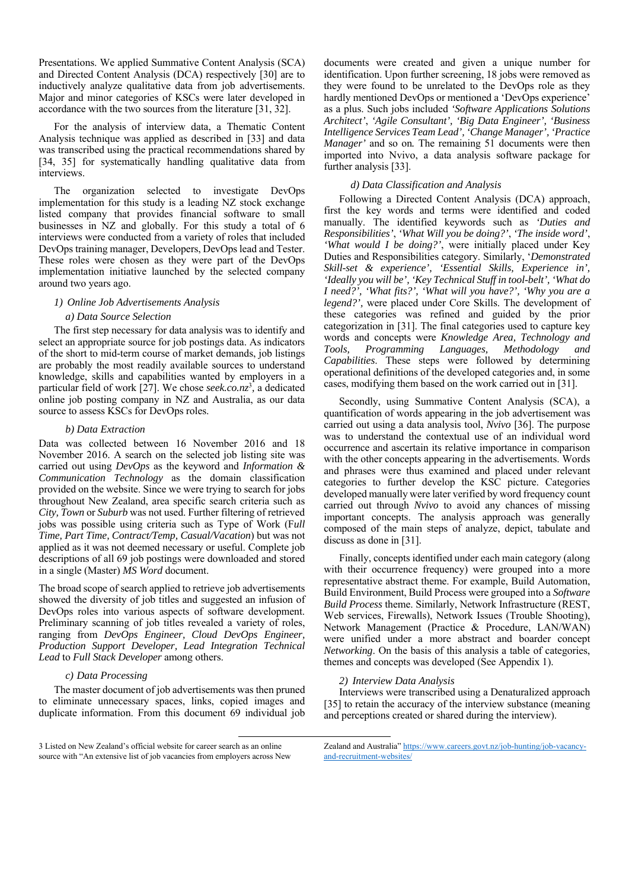Presentations. We applied Summative Content Analysis (SCA) and Directed Content Analysis (DCA) respectively [30] are to inductively analyze qualitative data from job advertisements. Major and minor categories of KSCs were later developed in accordance with the two sources from the literature [31, 32].

For the analysis of interview data, a Thematic Content Analysis technique was applied as described in [33] and data was transcribed using the practical recommendations shared by [34, 35] for systematically handling qualitative data from interviews.

The organization selected to investigate DevOps implementation for this study is a leading NZ stock exchange listed company that provides financial software to small businesses in NZ and globally. For this study a total of 6 interviews were conducted from a variety of roles that included DevOps training manager, Developers, DevOps lead and Tester. These roles were chosen as they were part of the DevOps implementation initiative launched by the selected company around two years ago.

### 1) Online Job Advertisements Analysis

#### a) Data Source Selection

The first step necessary for data analysis was to identify and select an appropriate source for job postings data. As indicators of the short to mid-term course of market demands, job listings are probably the most readily available sources to understand knowledge, skills and capabilities wanted by employers in a particular field of work [27]. We chose *seek.co.nz*[3], a dedicated online job posting company in NZ and Australia, as our data source to assess KSCs for DevOps roles.

#### b) Data Extraction

Data was collected between 16 November 2016 and 18 November 2016. A search on the selected job listing site was carried out using *DevOps* as the keyword and *Information & Communication Technology* as the domain classification provided on the website. Since we were trying to search for jobs throughout New Zealand, area specific search criteria such as *City*, *Town* or *Suburb* was not used. Further filtering of retrieved jobs was possible using criteria such as Type of Work (*Full Time, Part Time, Contract/Temp, Casual/Vacation*) but was not applied as it was not deemed necessary or useful. Complete job descriptions of all 69 job postings were downloaded and stored in a single (Master) *MS Word* document.

The broad scope of search applied to retrieve job advertisements showed the diversity of job titles and suggested an infusion of DevOps roles into various aspects of software development. Preliminary scanning of job titles revealed a variety of roles, ranging from *DevOps Engineer, Cloud DevOps Engineer, Production Support Developer, Lead Integration Technical Lead* to *Full Stack Developer* among others.

#### c) Data Processing

The master document of job advertisements was then pruned to eliminate unnecessary spaces, links, copied images and duplicate information. From this document 69 individual job documents were created and given a unique number for identification. Upon further screening, 18 jobs were removed as they were found to be unrelated to the DevOps role as they hardly mentioned DevOps or mentioned a 'DevOps experience' as a plus. Such jobs included *'Software Applications Solutions Architect', 'Agile Consultant', 'Big Data Engineer', 'Business Intelligence Services Team Lead', 'Change Manager', 'Practice Manager'* and so on*.* The remaining 51 documents were then imported into Nvivo, a data analysis software package for further analysis [33].

#### d) Data Classification and Analysis

Following a Directed Content Analysis (DCA) approach, first the key words and terms were identified and coded manually. The identified keywords such as *'Duties and Responsibilities'*, *'What Will you be doing?'*, *'The inside word'*, *'What would I be doing?'*, were initially placed under Key Duties and Responsibilities category. Similarly, '*Demonstrated Skill-set & experience', 'Essential Skills, Experience in', 'Ideally you will be', 'Key Technical Stuff in tool-belt', 'What do I need?', 'What fits?', 'What will you have?', 'Why you are a legend?'*, were placed under Core Skills. The development of these categories was refined and guided by the prior categorization in [31]. The final categories used to capture key words and concepts were *Knowledge Area, Technology and Tools, Programming Languages, Methodology and Capabilities*. These steps were followed by determining operational definitions of the developed categories and, in some cases, modifying them based on the work carried out in [31].

Secondly, using Summative Content Analysis (SCA), a quantification of words appearing in the job advertisement was carried out using a data analysis tool, *Nvivo* [36]. The purpose was to understand the contextual use of an individual word occurrence and ascertain its relative importance in comparison with the other concepts appearing in the advertisements. Words and phrases were thus examined and placed under relevant categories to further develop the KSC picture. Categories developed manually were later verified by word frequency count carried out through *Nvivo* to avoid any chances of missing important concepts. The analysis approach was generally composed of the main steps of analyze, depict, tabulate and discuss as done in [31].

Finally, concepts identified under each main category (along with their occurrence frequency) were grouped into a more representative abstract theme. For example, Build Automation, Build Environment, Build Process were grouped into a *Software Build Process* theme. Similarly, Network Infrastructure (REST, Web services, Firewalls), Network Issues (Trouble Shooting), Network Management (Practice & Procedure, LAN/WAN) were unified under a more abstract and boarder concept *Networking*. On the basis of this analysis a table of categories, themes and concepts was developed (See Appendix 1).

### 2) Interview Data Analysis

Interviews were transcribed using a Denaturalized approach [35] to retain the accuracy of the interview substance (meaning and perceptions created or shared during the interview).

---

3 Listed on New Zealand's official website for career search as an online source with "An extensive list of job vacancies from employers across New Zealand and Australia" https://www.careers.govt.nz/job-hunting/job-vacancy-and-recruitment-websites/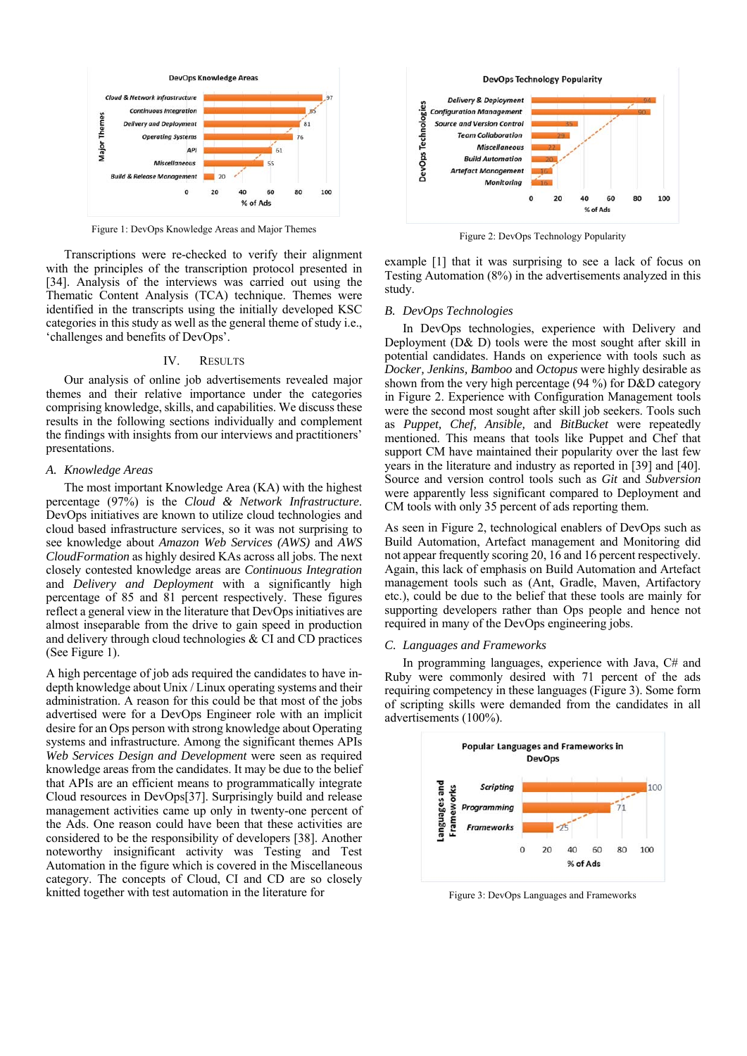Figure 1: DevOps Knowledge Areas and Major Themes

Transcriptions were re-checked to verify their alignment with the principles of the transcription protocol presented in [34]. Analysis of the interviews was carried out using the Thematic Content Analysis (TCA) technique. Themes were identified in the transcripts using the initially developed KSC categories in this study as well as the general theme of study i.e., 'challenges and benefits of DevOps'.

## IV. Results

Our analysis of online job advertisements revealed major themes and their relative importance under the categories comprising knowledge, skills, and capabilities. We discuss these results in the following sections individually and complement the findings with insights from our interviews and practitioners' presentations.

### A. Knowledge Areas

The most important Knowledge Area (KA) with the highest percentage (97%) is the *Cloud & Network Infrastructure*. DevOps initiatives are known to utilize cloud technologies and cloud based infrastructure services, so it was not surprising to see knowledge about *Amazon Web Services (AWS)* and *AWS CloudFormation* as highly desired KAs across all jobs. The next closely contested knowledge areas are *Continuous Integration* and *Delivery and Deployment* with a significantly high percentage of 85 and 81 percent respectively. These figures reflect a general view in the literature that DevOps initiatives are almost inseparable from the drive to gain speed in production and delivery through cloud technologies & CI and CD practices (See Figure 1).

A high percentage of job ads required the candidates to have in-depth knowledge about Unix / Linux operating systems and their administration. A reason for this could be that most of the jobs advertised were for a DevOps Engineer role with an implicit desire for an Ops person with strong knowledge about Operating systems and infrastructure. Among the significant themes APIs *Web Services Design and Development* were seen as required knowledge areas from the candidates. It may be due to the belief that APIs are an efficient means to programmatically integrate Cloud resources in DevOps[37]. Surprisingly build and release management activities came up only in twenty-one percent of the Ads. One reason could have been that these activities are considered to be the responsibility of developers [38]. Another noteworthy insignificant activity was Testing and Test Automation in the figure which is covered in the Miscellaneous category. The concepts of Cloud, CI and CD are so closely knitted together with test automation in the literature for example [1] that it was surprising to see a lack of focus on Testing Automation (8%) in the advertisements analyzed in this study.

Figure 2: DevOps Technology Popularity

### B. DevOps Technologies

In DevOps technologies, experience with Delivery and Deployment (D& D) tools were the most sought after skill in potential candidates. Hands on experience with tools such as *Docker, Jenkins, Bamboo* and *Octopus* were highly desirable as shown from the very high percentage (94 %) for D&D category in Figure 2. Experience with Configuration Management tools were the second most sought after skill job seekers. Tools such as *Puppet, Chef, Ansible,* and *BitBucket* were repeatedly mentioned. This means that tools like Puppet and Chef that support CM have maintained their popularity over the last few years in the literature and industry as reported in [39] and [40]. Source and version control tools such as *Git* and *Subversion* were apparently less significant compared to Deployment and CM tools with only 35 percent of ads reporting them.

As seen in Figure 2, technological enablers of DevOps such as Build Automation, Artefact management and Monitoring did not appear frequently scoring 20, 16 and 16 percent respectively. Again, this lack of emphasis on Build Automation and Artefact management tools such as (Ant, Gradle, Maven, Artifactory etc.), could be due to the belief that these tools are mainly for supporting developers rather than Ops people and hence not required in many of the DevOps engineering jobs.

### C. Languages and Frameworks

In programming languages, experience with Java, C# and Ruby were commonly desired with 71 percent of the ads requiring competency in these languages (Figure 3). Some form of scripting skills were demanded from the candidates in all advertisements (100%).

Figure 3: DevOps Languages and Frameworks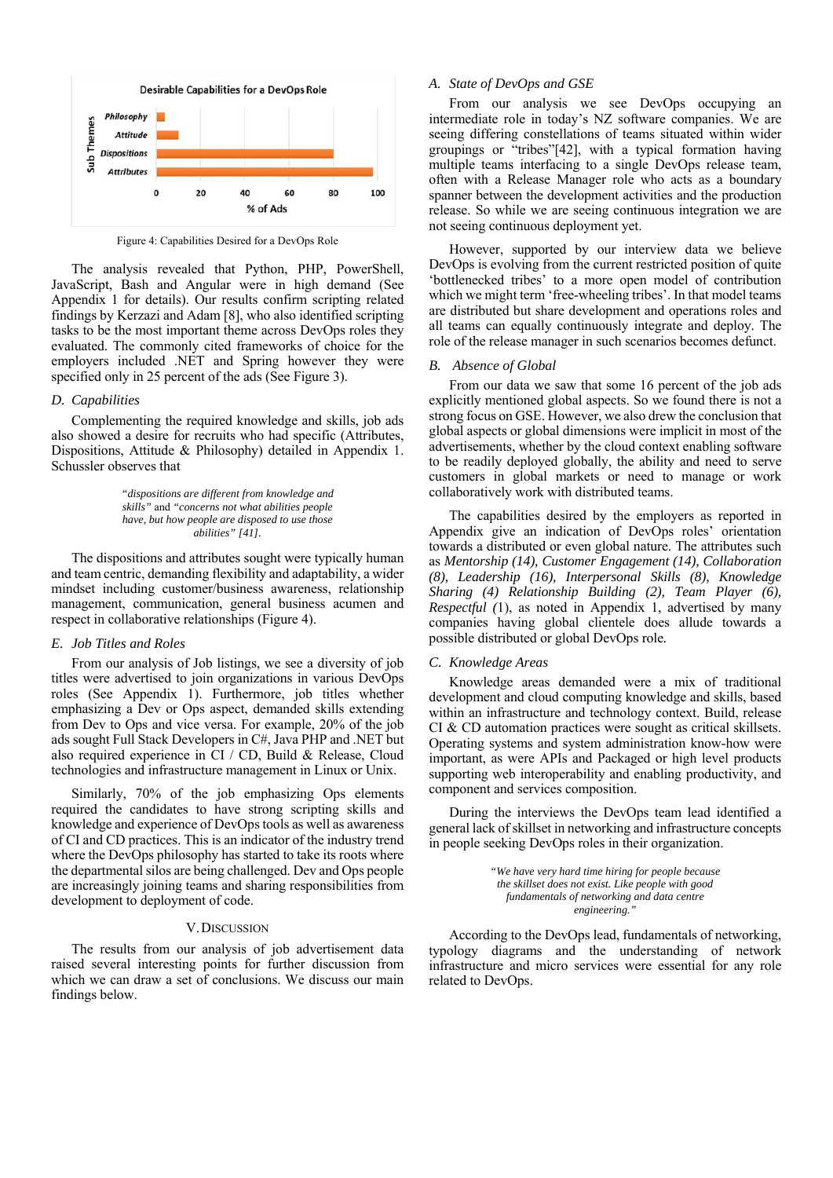Figure 4: Capabilities Desired for a DevOps Role

The analysis revealed that Python, PHP, PowerShell, JavaScript, Bash and Angular were in high demand (See Appendix 1 for details). Our results confirm scripting related findings by Kerzazi and Adam [8], who also identified scripting tasks to be the most important theme across DevOps roles they evaluated. The commonly cited frameworks of choice for the employers included .NET and Spring however they were specified only in 25 percent of the ads (See Figure 3).

### D. Capabilities

Complementing the required knowledge and skills, job ads also showed a desire for recruits who had specific (Attributes, Dispositions, Attitude & Philosophy) detailed in Appendix 1. Schussler observes that

> *"dispositions are different from knowledge and skills"* and *"concerns not what abilities people have, but how people are disposed to use those abilities" [41].*

The dispositions and attributes sought were typically human and team centric, demanding flexibility and adaptability, a wider mindset including customer/business awareness, relationship management, communication, general business acumen and respect in collaborative relationships (Figure 4).

### E. Job Titles and Roles

From our analysis of Job listings, we see a diversity of job titles were advertised to join organizations in various DevOps roles (See Appendix 1). Furthermore, job titles whether emphasizing a Dev or Ops aspect, demanded skills extending from Dev to Ops and vice versa. For example, 20% of the job ads sought Full Stack Developers in C#, Java PHP and .NET but also required experience in CI / CD, Build & Release, Cloud technologies and infrastructure management in Linux or Unix.

Similarly, 70% of the job emphasizing Ops elements required the candidates to have strong scripting skills and knowledge and experience of DevOps tools as well as awareness of CI and CD practices. This is an indicator of the industry trend where the DevOps philosophy has started to take its roots where the departmental silos are being challenged. Dev and Ops people are increasingly joining teams and sharing responsibilities from development to deployment of code.

## V. Discussion

The results from our analysis of job advertisement data raised several interesting points for further discussion from which we can draw a set of conclusions. We discuss our main findings below.

### A. State of DevOps and GSE

From our analysis we see DevOps occupying an intermediate role in today's NZ software companies. We are seeing differing constellations of teams situated within wider groupings or "tribes"[42], with a typical formation having multiple teams interfacing to a single DevOps release team, often with a Release Manager role who acts as a boundary spanner between the development activities and the production release. So while we are seeing continuous integration we are not seeing continuous deployment yet.

However, supported by our interview data we believe DevOps is evolving from the current restricted position of quite 'bottlenecked tribes' to a more open model of contribution which we might term 'free-wheeling tribes'. In that model teams are distributed but share development and operations roles and all teams can equally continuously integrate and deploy. The role of the release manager in such scenarios becomes defunct.

### B. Absence of Global

From our data we saw that some 16 percent of the job ads explicitly mentioned global aspects. So we found there is not a strong focus on GSE. However, we also drew the conclusion that global aspects or global dimensions were implicit in most of the advertisements, whether by the cloud context enabling software to be readily deployed globally, the ability and need to serve customers in global markets or need to manage or work collaboratively work with distributed teams.

The capabilities desired by the employers as reported in Appendix give an indication of DevOps roles' orientation towards a distributed or even global nature. The attributes such as *Mentorship (14), Customer Engagement (14), Collaboration (8), Leadership (16), Interpersonal Skills (8), Knowledge Sharing (4) Relationship Building (2), Team Player (6), Respectful (*1), as noted in Appendix 1, advertised by many companies having global clientele does allude towards a possible distributed or global DevOps role.

### C. Knowledge Areas

Knowledge areas demanded were a mix of traditional development and cloud computing knowledge and skills, based within an infrastructure and technology context. Build, release CI & CD automation practices were sought as critical skillsets. Operating systems and system administration know-how were important, as were APIs and Packaged or high level products supporting web interoperability and enabling productivity, and component and services composition.

During the interviews the DevOps team lead identified a general lack of skillset in networking and infrastructure concepts in people seeking DevOps roles in their organization.

> *"We have very hard time hiring for people because the skillset does not exist. Like people with good fundamentals of networking and data centre engineering."*

According to the DevOps lead, fundamentals of networking, typology diagrams and the understanding of network infrastructure and micro services were essential for any role related to DevOps.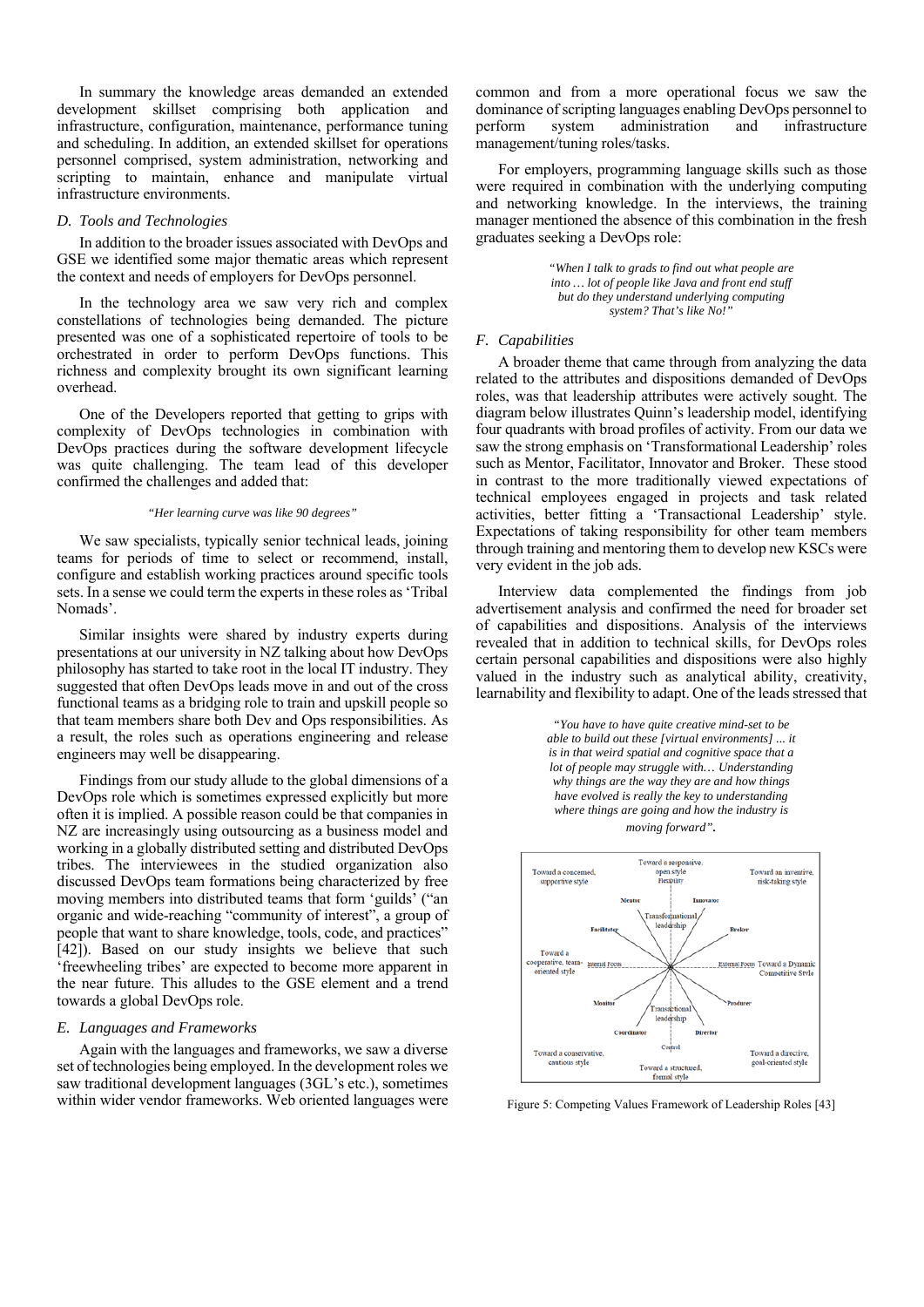In summary the knowledge areas demanded an extended development skillset comprising both application and infrastructure, configuration, maintenance, performance tuning and scheduling. In addition, an extended skillset for operations personnel comprised, system administration, networking and scripting to maintain, enhance and manipulate virtual infrastructure environments.

### *D. Tools and Technologies*

In addition to the broader issues associated with DevOps and GSE we identified some major thematic areas which represent the context and needs of employers for DevOps personnel.

In the technology area we saw very rich and complex constellations of technologies being demanded. The picture presented was one of a sophisticated repertoire of tools to be orchestrated in order to perform DevOps functions. This richness and complexity brought its own significant learning overhead.

One of the Developers reported that getting to grips with complexity of DevOps technologies in combination with DevOps practices during the software development lifecycle was quite challenging. The team lead of this developer confirmed the challenges and added that:

> *"Her learning curve was like 90 degrees"*

We saw specialists, typically senior technical leads, joining teams for periods of time to select or recommend, install, configure and establish working practices around specific tools sets. In a sense we could term the experts in these roles as 'Tribal Nomads'.

Similar insights were shared by industry experts during presentations at our university in NZ talking about how DevOps philosophy has started to take root in the local IT industry. They suggested that often DevOps leads move in and out of the cross functional teams as a bridging role to train and upskill people so that team members share both Dev and Ops responsibilities. As a result, the roles such as operations engineering and release engineers may well be disappearing.

Findings from our study allude to the global dimensions of a DevOps role which is sometimes expressed explicitly but more often it is implied. A possible reason could be that companies in NZ are increasingly using outsourcing as a business model and working in a globally distributed setting and distributed DevOps tribes. The interviewees in the studied organization also discussed DevOps team formations being characterized by free moving members into distributed teams that form 'guilds' ("an organic and wide-reaching "community of interest", a group of people that want to share knowledge, tools, code, and practices" [42]). Based on our study insights we believe that such 'freewheeling tribes' are expected to become more apparent in the near future. This alludes to the GSE element and a trend towards a global DevOps role.

### *E. Languages and Frameworks*

Again with the languages and frameworks, we saw a diverse set of technologies being employed. In the development roles we saw traditional development languages (3GL's etc.), sometimes within wider vendor frameworks. Web oriented languages were common and from a more operational focus we saw the dominance of scripting languages enabling DevOps personnel to perform system administration and infrastructure management/tuning roles/tasks.

For employers, programming language skills such as those were required in combination with the underlying computing and networking knowledge. In the interviews, the training manager mentioned the absence of this combination in the fresh graduates seeking a DevOps role:

> *"When I talk to grads to find out what people are into … lot of people like Java and front end stuff but do they understand underlying computing system? That's like No!"*

### *F. Capabilities*

A broader theme that came through from analyzing the data related to the attributes and dispositions demanded of DevOps roles, was that leadership attributes were actively sought. The diagram below illustrates Quinn's leadership model, identifying four quadrants with broad profiles of activity. From our data we saw the strong emphasis on 'Transformational Leadership' roles such as Mentor, Facilitator, Innovator and Broker. These stood in contrast to the more traditionally viewed expectations of technical employees engaged in projects and task related activities, better fitting a 'Transactional Leadership' style. Expectations of taking responsibility for other team members through training and mentoring them to develop new KSCs were very evident in the job ads.

Interview data complemented the findings from job advertisement analysis and confirmed the need for broader set of capabilities and dispositions. Analysis of the interviews revealed that in addition to technical skills, for DevOps roles certain personal capabilities and dispositions were also highly valued in the industry such as analytical ability, creativity, learnability and flexibility to adapt. One of the leads stressed that

> *"You have to have quite creative mind-set to be able to build out these [virtual environments] ... it is in that weird spatial and cognitive space that a lot of people may struggle with… Understanding why things are the way they are and how things have evolved is really the key to understanding where things are going and how the industry is moving forward".*

Toward a responsive, open style
Flexibility
Toward a concerned, supportive style
Toward an inventive, risk-taking style
Mentor
Innovator
Transformational leadership
Facilitator
Broker
Toward a cooperative, team-oriented style
Internal Focus
External Focus
Toward a Dynamic Competitive Style
Monitor
Producer
Transactional leadership
Coordinator
Director
Control
Toward a conservative, cautious style
Toward a directive, goal-oriented style
Toward a structured, formal style

Figure 5: Competing Values Framework of Leadership Roles [43]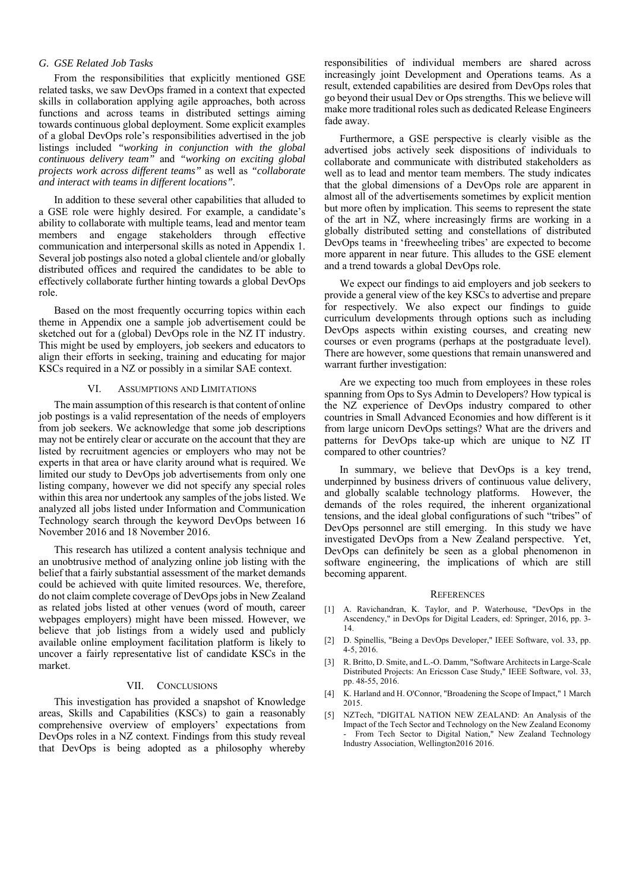### G. GSE Related Job Tasks

From the responsibilities that explicitly mentioned GSE related tasks, we saw DevOps framed in a context that expected skills in collaboration applying agile approaches, both across functions and across teams in distributed settings aiming towards continuous global deployment. Some explicit examples of a global DevOps role's responsibilities advertised in the job listings included *"working in conjunction with the global continuous delivery team"* and *"working on exciting global projects work across different teams"* as well as *"collaborate and interact with teams in different locations"*.

In addition to these several other capabilities that alluded to a GSE role were highly desired. For example, a candidate's ability to collaborate with multiple teams, lead and mentor team members and engage stakeholders through effective communication and interpersonal skills as noted in Appendix 1. Several job postings also noted a global clientele and/or globally distributed offices and required the candidates to be able to effectively collaborate further hinting towards a global DevOps role.

Based on the most frequently occurring topics within each theme in Appendix one a sample job advertisement could be sketched out for a (global) DevOps role in the NZ IT industry. This might be used by employers, job seekers and educators to align their efforts in seeking, training and educating for major KSCs required in a NZ or possibly in a similar SAE context.

## VI. Assumptions and Limitations

The main assumption of this research is that content of online job postings is a valid representation of the needs of employers from job seekers. We acknowledge that some job descriptions may not be entirely clear or accurate on the account that they are listed by recruitment agencies or employers who may not be experts in that area or have clarity around what is required. We limited our study to DevOps job advertisements from only one listing company, however we did not specify any special roles within this area nor undertook any samples of the jobs listed. We analyzed all jobs listed under Information and Communication Technology search through the keyword DevOps between 16 November 2016 and 18 November 2016.

This research has utilized a content analysis technique and an unobtrusive method of analyzing online job listing with the belief that a fairly substantial assessment of the market demands could be achieved with quite limited resources. We, therefore, do not claim complete coverage of DevOps jobs in New Zealand as related jobs listed at other venues (word of mouth, career webpages employers) might have been missed. However, we believe that job listings from a widely used and publicly available online employment facilitation platform is likely to uncover a fairly representative list of candidate KSCs in the market.

## VII. Conclusions

This investigation has provided a snapshot of Knowledge areas, Skills and Capabilities (KSCs) to gain a reasonably comprehensive overview of employers' expectations from DevOps roles in a NZ context. Findings from this study reveal that DevOps is being adopted as a philosophy whereby responsibilities of individual members are shared across increasingly joint Development and Operations teams. As a result, extended capabilities are desired from DevOps roles that go beyond their usual Dev or Ops strengths. This we believe will make more traditional roles such as dedicated Release Engineers fade away.

Furthermore, a GSE perspective is clearly visible as the advertised jobs actively seek dispositions of individuals to collaborate and communicate with distributed stakeholders as well as to lead and mentor team members. The study indicates that the global dimensions of a DevOps role are apparent in almost all of the advertisements sometimes by explicit mention but more often by implication. This seems to represent the state of the art in NZ, where increasingly firms are working in a globally distributed setting and constellations of distributed DevOps teams in 'freewheeling tribes' are expected to become more apparent in near future. This alludes to the GSE element and a trend towards a global DevOps role.

We expect our findings to aid employers and job seekers to provide a general view of the key KSCs to advertise and prepare for respectively. We also expect our findings to guide curriculum developments through options such as including DevOps aspects within existing courses, and creating new courses or even programs (perhaps at the postgraduate level). There are however, some questions that remain unanswered and warrant further investigation:

Are we expecting too much from employees in these roles spanning from Ops to Sys Admin to Developers? How typical is the NZ experience of DevOps industry compared to other countries in Small Advanced Economies and how different is it from large unicorn DevOps settings? What are the drivers and patterns for DevOps take-up which are unique to NZ IT compared to other countries?

In summary, we believe that DevOps is a key trend, underpinned by business drivers of continuous value delivery, and globally scalable technology platforms. However, the demands of the roles required, the inherent organizational tensions, and the ideal global configurations of such "tribes" of DevOps personnel are still emerging. In this study we have investigated DevOps from a New Zealand perspective. Yet, DevOps can definitely be seen as a global phenomenon in software engineering, the implications of which are still becoming apparent.

## References

[1] A. Ravichandran, K. Taylor, and P. Waterhouse, "DevOps in the Ascendency," in DevOps for Digital Leaders, ed: Springer, 2016, pp. 3-14.

[2] D. Spinellis, "Being a DevOps Developer," IEEE Software, vol. 33, pp. 4-5, 2016.

[3] R. Britto, D. Smite, and L.-O. Damm, "Software Architects in Large-Scale Distributed Projects: An Ericsson Case Study," IEEE Software, vol. 33, pp. 48-55, 2016.

[4] K. Harland and H. O'Connor, "Broadening the Scope of Impact," 1 March 2015.

[5] NZTech, "DIGITAL NATION NEW ZEALAND: An Analysis of the Impact of the Tech Sector and Technology on the New Zealand Economy - From Tech Sector to Digital Nation," New Zealand Technology Industry Association, Wellington2016 2016.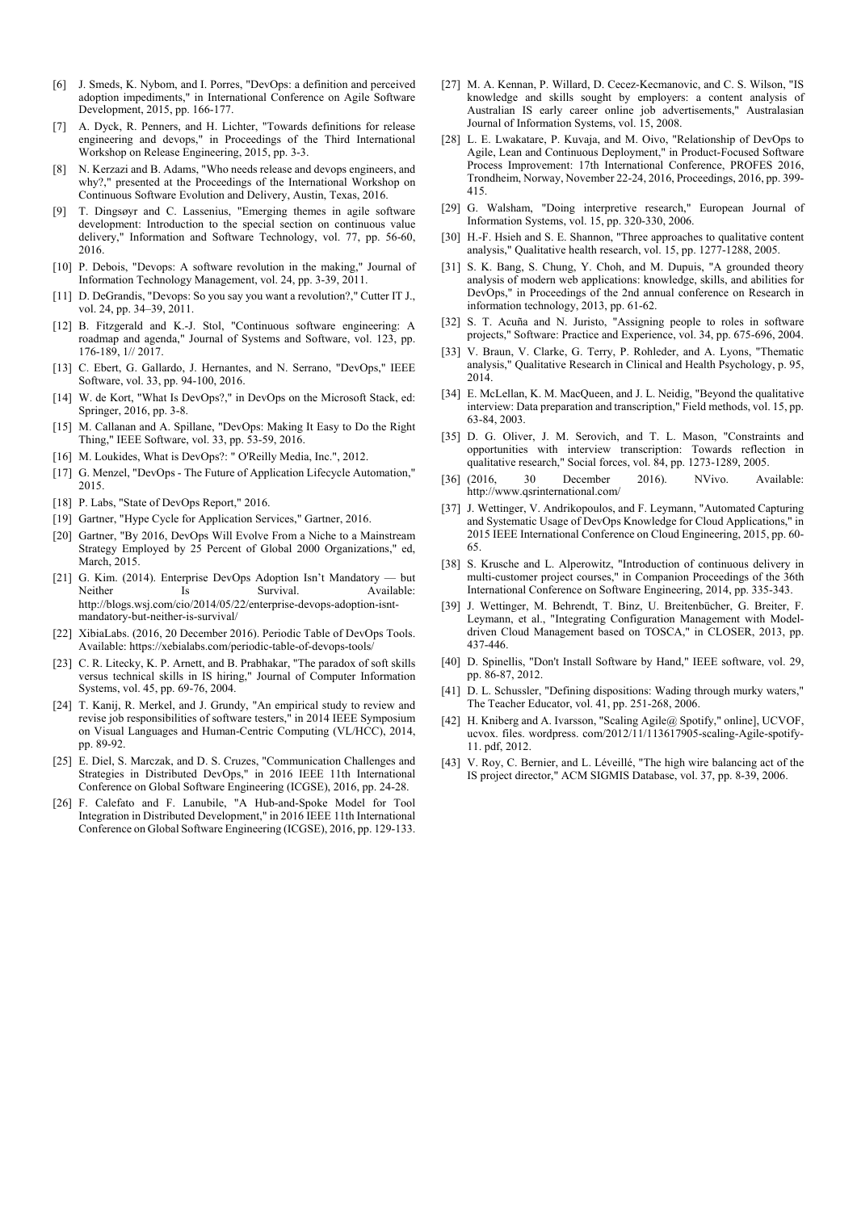[6] J. Smeds, K. Nybom, and I. Porres, "DevOps: a definition and perceived adoption impediments," in International Conference on Agile Software Development, 2015, pp. 166-177.

[7] A. Dyck, R. Penners, and H. Lichter, "Towards definitions for release engineering and devops," in Proceedings of the Third International Workshop on Release Engineering, 2015, pp. 3-3.

[8] N. Kerzazi and B. Adams, "Who needs release and devops engineers, and why?," presented at the Proceedings of the International Workshop on Continuous Software Evolution and Delivery, Austin, Texas, 2016.

[9] T. Dingsøyr and C. Lassenius, "Emerging themes in agile software development: Introduction to the special section on continuous value delivery," Information and Software Technology, vol. 77, pp. 56-60, 2016.

[10] P. Debois, "Devops: A software revolution in the making," Journal of Information Technology Management, vol. 24, pp. 3-39, 2011.

[11] D. DeGrandis, "Devops: So you say you want a revolution?," Cutter IT J., vol. 24, pp. 34–39, 2011.

[12] B. Fitzgerald and K.-J. Stol, "Continuous software engineering: A roadmap and agenda," Journal of Systems and Software, vol. 123, pp. 176-189, 1// 2017.

[13] C. Ebert, G. Gallardo, J. Hernantes, and N. Serrano, "DevOps," IEEE Software, vol. 33, pp. 94-100, 2016.

[14] W. de Kort, "What Is DevOps?," in DevOps on the Microsoft Stack, ed: Springer, 2016, pp. 3-8.

[15] M. Callanan and A. Spillane, "DevOps: Making It Easy to Do the Right Thing," IEEE Software, vol. 33, pp. 53-59, 2016.

[16] M. Loukides, What is DevOps?: " O'Reilly Media, Inc.", 2012.

[17] G. Menzel, "DevOps - The Future of Application Lifecycle Automation," 2015.

[18] P. Labs, "State of DevOps Report," 2016.

[19] Gartner, "Hype Cycle for Application Services," Gartner, 2016.

[20] Gartner, "By 2016, DevOps Will Evolve From a Niche to a Mainstream Strategy Employed by 25 Percent of Global 2000 Organizations," ed, March, 2015.

[21] G. Kim. (2014). Enterprise DevOps Adoption Isn't Mandatory — but Neither Is Survival. Available: http://blogs.wsj.com/cio/2014/05/22/enterprise-devops-adoption-isnt-mandatory-but-neither-is-survival/

[22] XibiaLabs. (2016, 20 December 2016). Periodic Table of DevOps Tools. Available: https://xebialabs.com/periodic-table-of-devops-tools/

[23] C. R. Litecky, K. P. Arnett, and B. Prabhakar, "The paradox of soft skills versus technical skills in IS hiring," Journal of Computer Information Systems, vol. 45, pp. 69-76, 2004.

[24] T. Kanij, R. Merkel, and J. Grundy, "An empirical study to review and revise job responsibilities of software testers," in 2014 IEEE Symposium on Visual Languages and Human-Centric Computing (VL/HCC), 2014, pp. 89-92.

[25] E. Diel, S. Marczak, and D. S. Cruzes, "Communication Challenges and Strategies in Distributed DevOps," in 2016 IEEE 11th International Conference on Global Software Engineering (ICGSE), 2016, pp. 24-28.

[26] F. Calefato and F. Lanubile, "A Hub-and-Spoke Model for Tool Integration in Distributed Development," in 2016 IEEE 11th International Conference on Global Software Engineering (ICGSE), 2016, pp. 129-133.

[27] M. A. Kennan, P. Willard, D. Cecez-Kecmanovic, and C. S. Wilson, "IS knowledge and skills sought by employers: a content analysis of Australian IS early career online job advertisements," Australasian Journal of Information Systems, vol. 15, 2008.

[28] L. E. Lwakatare, P. Kuvaja, and M. Oivo, "Relationship of DevOps to Agile, Lean and Continuous Deployment," in Product-Focused Software Process Improvement: 17th International Conference, PROFES 2016, Trondheim, Norway, November 22-24, 2016, Proceedings, 2016, pp. 399-415.

[29] G. Walsham, "Doing interpretive research," European Journal of Information Systems, vol. 15, pp. 320-330, 2006.

[30] H.-F. Hsieh and S. E. Shannon, "Three approaches to qualitative content analysis," Qualitative health research, vol. 15, pp. 1277-1288, 2005.

[31] S. K. Bang, S. Chung, Y. Choh, and M. Dupuis, "A grounded theory analysis of modern web applications: knowledge, skills, and abilities for DevOps," in Proceedings of the 2nd annual conference on Research in information technology, 2013, pp. 61-62.

[32] S. T. Acuña and N. Juristo, "Assigning people to roles in software projects," Software: Practice and Experience, vol. 34, pp. 675-696, 2004.

[33] V. Braun, V. Clarke, G. Terry, P. Rohleder, and A. Lyons, "Thematic analysis," Qualitative Research in Clinical and Health Psychology, p. 95, 2014.

[34] E. McLellan, K. M. MacQueen, and J. L. Neidig, "Beyond the qualitative interview: Data preparation and transcription," Field methods, vol. 15, pp. 63-84, 2003.

[35] D. G. Oliver, J. M. Serovich, and T. L. Mason, "Constraints and opportunities with interview transcription: Towards reflection in qualitative research," Social forces, vol. 84, pp. 1273-1289, 2005.

[36] (2016, 30 December 2016). NVivo. Available: http://www.qsrinternational.com/

[37] J. Wettinger, V. Andrikopoulos, and F. Leymann, "Automated Capturing and Systematic Usage of DevOps Knowledge for Cloud Applications," in 2015 IEEE International Conference on Cloud Engineering, 2015, pp. 60-65.

[38] S. Krusche and L. Alperowitz, "Introduction of continuous delivery in multi-customer project courses," in Companion Proceedings of the 36th International Conference on Software Engineering, 2014, pp. 335-343.

[39] J. Wettinger, M. Behrendt, T. Binz, U. Breitenbücher, G. Breiter, F. Leymann, et al., "Integrating Configuration Management with Model-driven Cloud Management based on TOSCA," in CLOSER, 2013, pp. 437-446.

[40] D. Spinellis, "Don't Install Software by Hand," IEEE software, vol. 29, pp. 86-87, 2012.

[41] D. L. Schussler, "Defining dispositions: Wading through murky waters," The Teacher Educator, vol. 41, pp. 251-268, 2006.

[42] H. Kniberg and A. Ivarsson, "Scaling Agile@ Spotify," online], UCVOF, ucvox. files. wordpress. com/2012/11/113617905-scaling-Agile-spotify-11. pdf, 2012.

[43] V. Roy, C. Bernier, and L. Léveillé, "The high wire balancing act of the IS project director," ACM SIGMIS Database, vol. 37, pp. 8-39, 2006.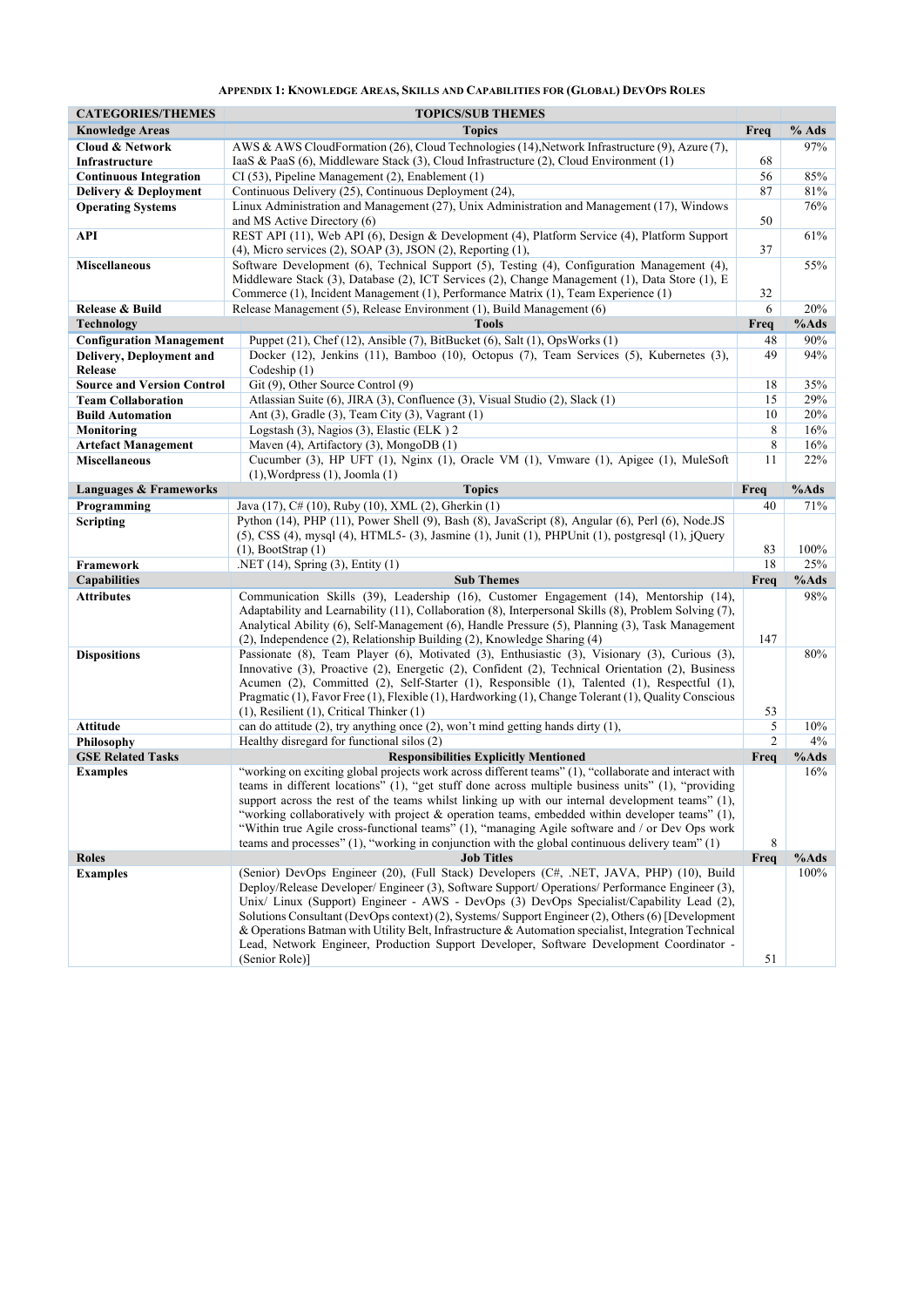**APPENDIX 1: KNOWLEDGE AREAS, SKILLS AND CAPABILITIES FOR (GLOBAL) DEVOPS ROLES**

| CATEGORIES/THEMES | TOPICS/SUB THEMES | | |
|---|---|---|---|
| **Knowledge Areas** | **Topics** | **Freq** | **% Ads** |
| **Cloud & Network Infrastructure** | AWS & AWS CloudFormation (26), Cloud Technologies (14),Network Infrastructure (9), Azure (7), IaaS & PaaS (6), Middleware Stack (3), Cloud Infrastructure (2), Cloud Environment (1) | 68 | 97% |
| **Continuous Integration** | CI (53), Pipeline Management (2), Enablement (1) | 56 | 85% |
| **Delivery & Deployment** | Continuous Delivery (25), Continuous Deployment (24), | 87 | 81% |
| **Operating Systems** | Linux Administration and Management (27), Unix Administration and Management (17), Windows and MS Active Directory (6) | 50 | 76% |
| **API** | REST API (11), Web API (6), Design & Development (4), Platform Service (4), Platform Support (4), Micro services (2), SOAP (3), JSON (2), Reporting (1), | 37 | 61% |
| **Miscellaneous** | Software Development (6), Technical Support (5), Testing (4), Configuration Management (4), Middleware Stack (3), Database (2), ICT Services (2), Change Management (1), Data Store (1), E Commerce (1), Incident Management (1), Performance Matrix (1), Team Experience (1) | 32 | 55% |
| **Release & Build** | Release Management (5), Release Environment (1), Build Management (6) | 6 | 20% |
| **Technology** | **Tools** | **Freq** | **%Ads** |
| **Configuration Management** | Puppet (21), Chef (12), Ansible (7), BitBucket (6), Salt (1), OpsWorks (1) | 48 | 90% |
| **Delivery, Deployment and Release** | Docker (12), Jenkins (11), Bamboo (10), Octopus (7), Team Services (5), Kubernetes (3), Codeship (1) | 49 | 94% |
| **Source and Version Control** | Git (9), Other Source Control (9) | 18 | 35% |
| **Team Collaboration** | Atlassian Suite (6), JIRA (3), Confluence (3), Visual Studio (2), Slack (1) | 15 | 29% |
| **Build Automation** | Ant (3), Gradle (3), Team City (3), Vagrant (1) | 10 | 20% |
| **Monitoring** | Logstash (3), Nagios (3), Elastic (ELK ) 2 | 8 | 16% |
| **Artefact Management** | Maven (4), Artifactory (3), MongoDB (1) | 8 | 16% |
| **Miscellaneous** | Cucumber (3), HP UFT (1), Nginx (1), Oracle VM (1), Vmware (1), Apigee (1), MuleSoft (1),Wordpress (1), Joomla (1) | 11 | 22% |
| **Languages & Frameworks** | **Topics** | **Freq** | **%Ads** |
| **Programming** | Java (17), C# (10), Ruby (10), XML (2), Gherkin (1) | 40 | 71% |
| **Scripting** | Python (14), PHP (11), Power Shell (9), Bash (8), JavaScript (8), Angular (6), Perl (6), Node.JS (5), CSS (4), mysql (4), HTML5- (3), Jasmine (1), Junit (1), PHPUnit (1), postgresql (1), jQuery (1), BootStrap (1) | 83 | 100% |
| **Framework** | .NET (14), Spring (3), Entity (1) | 18 | 25% |
| **Capabilities** | **Sub Themes** | **Freq** | **%Ads** |
| **Attributes** | Communication Skills (39), Leadership (16), Customer Engagement (14), Mentorship (14), Adaptability and Learnability (11), Collaboration (8), Interpersonal Skills (8), Problem Solving (7), Analytical Ability (6), Self-Management (6), Handle Pressure (5), Planning (3), Task Management (2), Independence (2), Relationship Building (2), Knowledge Sharing (4) | 147 | 98% |
| **Dispositions** | Passionate (8), Team Player (6), Motivated (3), Enthusiastic (3), Visionary (3), Curious (3), Innovative (3), Proactive (2), Energetic (2), Confident (2), Technical Orientation (2), Business Acumen (2), Committed (2), Self-Starter (1), Responsible (1), Talented (1), Respectful (1), Pragmatic (1), Favor Free (1), Flexible (1), Hardworking (1), Change Tolerant (1), Quality Conscious (1), Resilient (1), Critical Thinker (1) | 53 | 80% |
| **Attitude** | can do attitude (2), try anything once (2), won't mind getting hands dirty (1), | 5 | 10% |
| **Philosophy** | Healthy disregard for functional silos (2) | 2 | 4% |
| **GSE Related Tasks** | **Responsibilities Explicitly Mentioned** | **Freq** | **%Ads** |
| **Examples** | "working on exciting global projects work across different teams" (1), "collaborate and interact with teams in different locations" (1), "get stuff done across multiple business units" (1), "providing support across the rest of the teams whilst linking up with our internal development teams" (1), "working collaboratively with project & operation teams, embedded within developer teams" (1), "Within true Agile cross-functional teams" (1), "managing Agile software and / or Dev Ops work teams and processes" (1), "working in conjunction with the global continuous delivery team" (1) | 8 | 16% |
| **Roles** | **Job Titles** | **Freq** | **%Ads** |
| **Examples** | (Senior) DevOps Engineer (20), (Full Stack) Developers (C#, .NET, JAVA, PHP) (10), Build Deploy/Release Developer/ Engineer (3), Software Support/ Operations/ Performance Engineer (3), Unix/ Linux (Support) Engineer - AWS - DevOps (3) DevOps Specialist/Capability Lead (2), Solutions Consultant (DevOps context) (2), Systems/ Support Engineer (2), Others (6) [Development & Operations Batman with Utility Belt, Infrastructure & Automation specialist, Integration Technical Lead, Network Engineer, Production Support Developer, Software Development Coordinator - (Senior Role)] | 51 | 100% |